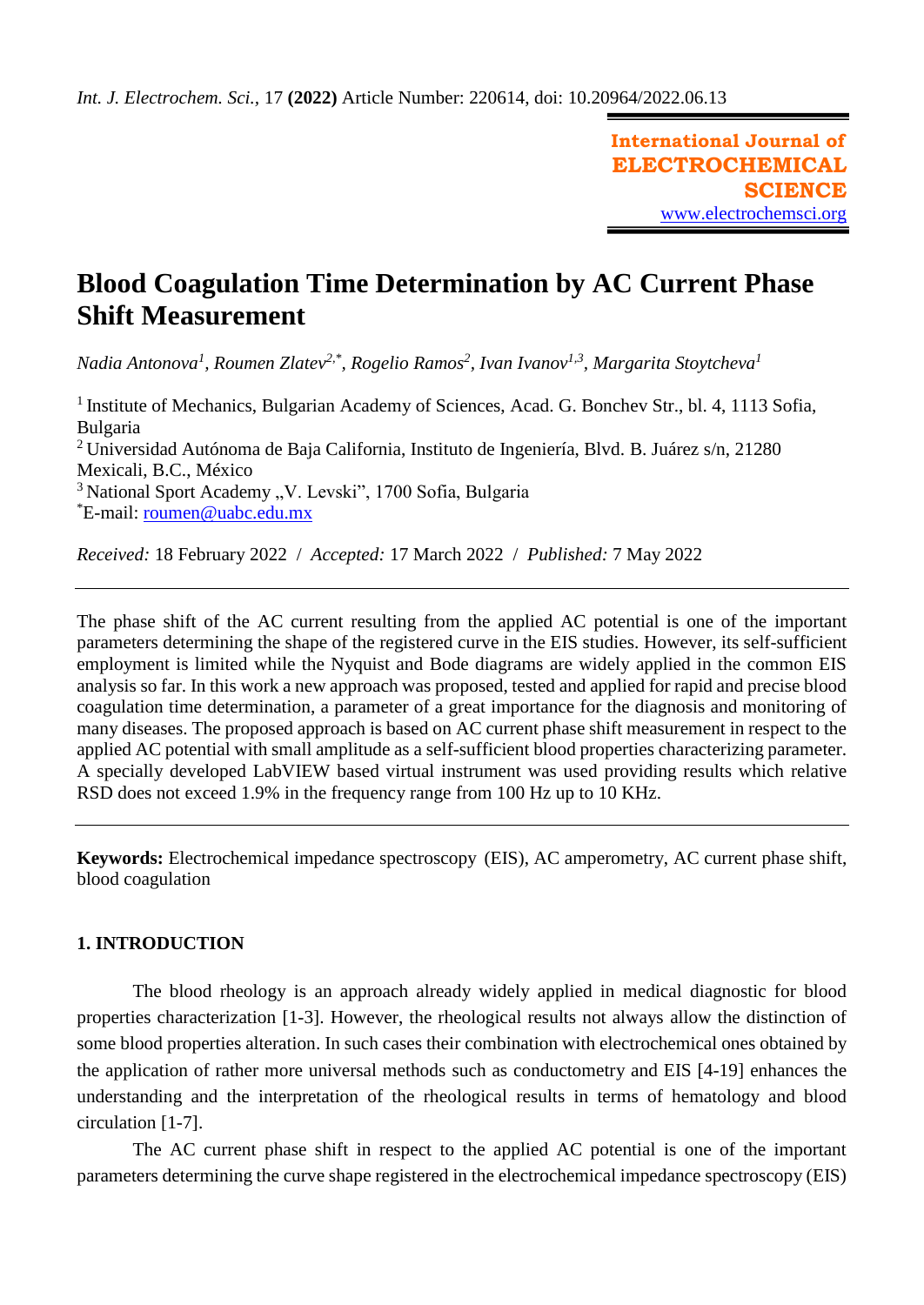*Int. J. Electrochem. Sci.,* 17 **(2022)** Article Number: 220614, doi: 10.20964/2022.06.13

**International Journal of ELECTROCHEMICAL SCIENCE**
www.electrochemsci.org

# Blood Coagulation Time Determination by AC Current Phase Shift Measurement

*Nadia Antonova[1], Roumen Zlatev[2,*], Rogelio Ramos[2], Ivan Ivanov[1,3], Margarita Stoytcheva[1]*

[1] Institute of Mechanics, Bulgarian Academy of Sciences, Acad. G. Bonchev Str., bl. 4, 1113 Sofia, Bulgaria
[2] Universidad Autónoma de Baja California, Instituto de Ingeniería, Blvd. B. Juárez s/n, 21280 Mexicali, B.C., México
[3] National Sport Academy „V. Levski", 1700 Sofia, Bulgaria
[*]E-mail: roumen@uabc.edu.mx

*Received:* 18 February 2022 / *Accepted:* 17 March 2022 / *Published:* 7 May 2022

---

The phase shift of the AC current resulting from the applied AC potential is one of the important parameters determining the shape of the registered curve in the EIS studies. However, its self-sufficient employment is limited while the Nyquist and Bode diagrams are widely applied in the common EIS analysis so far. In this work a new approach was proposed, tested and applied for rapid and precise blood coagulation time determination, a parameter of a great importance for the diagnosis and monitoring of many diseases. The proposed approach is based on AC current phase shift measurement in respect to the applied AC potential with small amplitude as a self-sufficient blood properties characterizing parameter. A specially developed LabVIEW based virtual instrument was used providing results which relative RSD does not exceed 1.9% in the frequency range from 100 Hz up to 10 KHz.

---

**Keywords:** Electrochemical impedance spectroscopy (EIS), AC amperometry, AC current phase shift, blood coagulation

## 1. INTRODUCTION

The blood rheology is an approach already widely applied in medical diagnostic for blood properties characterization [1-3]. However, the rheological results not always allow the distinction of some blood properties alteration. In such cases their combination with electrochemical ones obtained by the application of rather more universal methods such as conductometry and EIS [4-19] enhances the understanding and the interpretation of the rheological results in terms of hematology and blood circulation [1-7].

The AC current phase shift in respect to the applied AC potential is one of the important parameters determining the curve shape registered in the electrochemical impedance spectroscopy (EIS)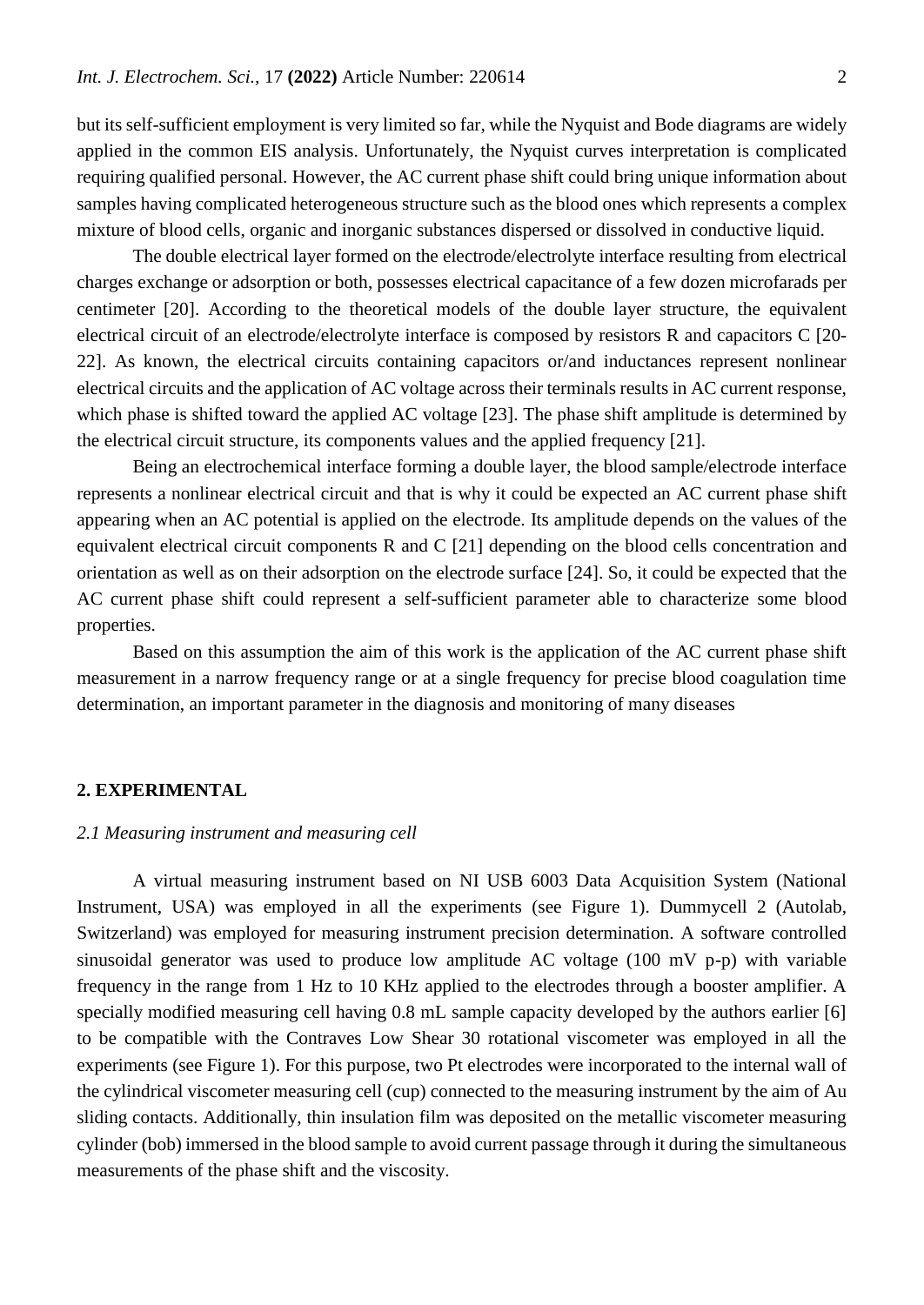but its self-sufficient employment is very limited so far, while the Nyquist and Bode diagrams are widely applied in the common EIS analysis. Unfortunately, the Nyquist curves interpretation is complicated requiring qualified personal. However, the AC current phase shift could bring unique information about samples having complicated heterogeneous structure such as the blood ones which represents a complex mixture of blood cells, organic and inorganic substances dispersed or dissolved in conductive liquid.

The double electrical layer formed on the electrode/electrolyte interface resulting from electrical charges exchange or adsorption or both, possesses electrical capacitance of a few dozen microfarads per centimeter [20]. According to the theoretical models of the double layer structure, the equivalent electrical circuit of an electrode/electrolyte interface is composed by resistors R and capacitors C [20-22]. As known, the electrical circuits containing capacitors or/and inductances represent nonlinear electrical circuits and the application of AC voltage across their terminals results in AC current response, which phase is shifted toward the applied AC voltage [23]. The phase shift amplitude is determined by the electrical circuit structure, its components values and the applied frequency [21].

Being an electrochemical interface forming a double layer, the blood sample/electrode interface represents a nonlinear electrical circuit and that is why it could be expected an AC current phase shift appearing when an AC potential is applied on the electrode. Its amplitude depends on the values of the equivalent electrical circuit components R and C [21] depending on the blood cells concentration and orientation as well as on their adsorption on the electrode surface [24]. So, it could be expected that the AC current phase shift could represent a self-sufficient parameter able to characterize some blood properties.

Based on this assumption the aim of this work is the application of the AC current phase shift measurement in a narrow frequency range or at a single frequency for precise blood coagulation time determination, an important parameter in the diagnosis and monitoring of many diseases

## 2. EXPERIMENTAL

### *2.1 Measuring instrument and measuring cell*

A virtual measuring instrument based on NI USB 6003 Data Acquisition System (National Instrument, USA) was employed in all the experiments (see Figure 1). Dummycell 2 (Autolab, Switzerland) was employed for measuring instrument precision determination. A software controlled sinusoidal generator was used to produce low amplitude AC voltage (100 mV p-p) with variable frequency in the range from 1 Hz to 10 KHz applied to the electrodes through a booster amplifier. A specially modified measuring cell having 0.8 mL sample capacity developed by the authors earlier [6] to be compatible with the Contraves Low Shear 30 rotational viscometer was employed in all the experiments (see Figure 1). For this purpose, two Pt electrodes were incorporated to the internal wall of the cylindrical viscometer measuring cell (cup) connected to the measuring instrument by the aim of Au sliding contacts. Additionally, thin insulation film was deposited on the metallic viscometer measuring cylinder (bob) immersed in the blood sample to avoid current passage through it during the simultaneous measurements of the phase shift and the viscosity.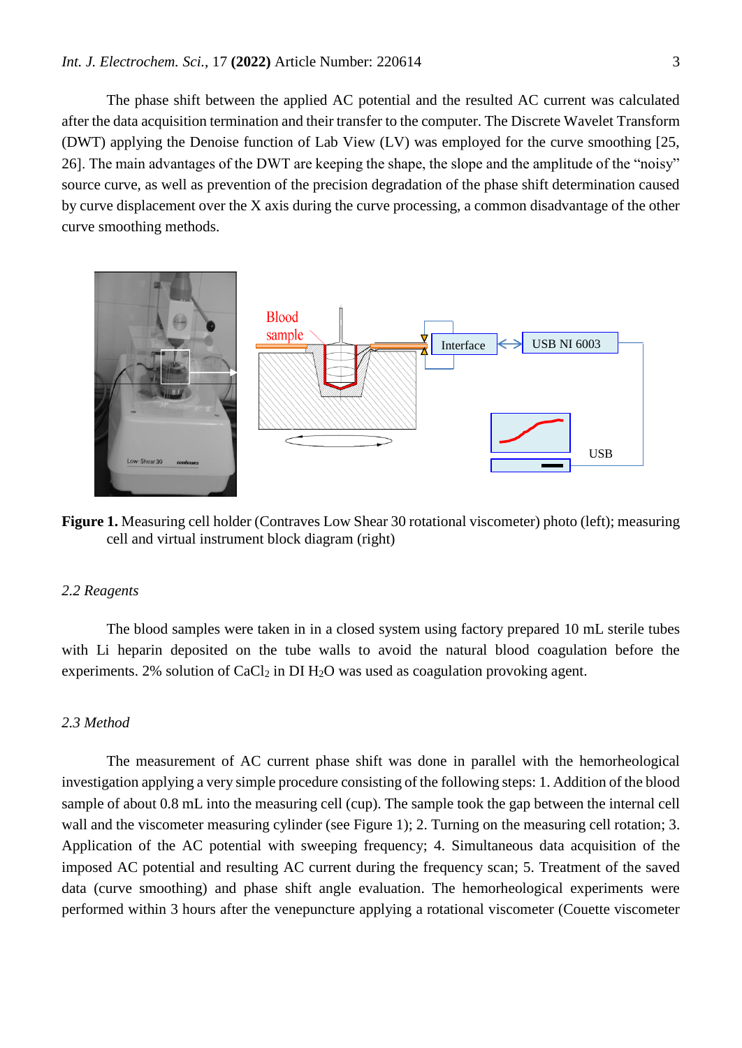The phase shift between the applied AC potential and the resulted AC current was calculated after the data acquisition termination and their transfer to the computer. The Discrete Wavelet Transform (DWT) applying the Denoise function of Lab View (LV) was employed for the curve smoothing [25, 26]. The main advantages of the DWT are keeping the shape, the slope and the amplitude of the "noisy" source curve, as well as prevention of the precision degradation of the phase shift determination caused by curve displacement over the X axis during the curve processing, a common disadvantage of the other curve smoothing methods.

**Figure 1.** Measuring cell holder (Contraves Low Shear 30 rotational viscometer) photo (left); measuring cell and virtual instrument block diagram (right)

### 2.2 Reagents

The blood samples were taken in in a closed system using factory prepared 10 mL sterile tubes with Li heparin deposited on the tube walls to avoid the natural blood coagulation before the experiments. 2% solution of $CaCl_2$ in DI $H_2O$ was used as coagulation provoking agent.

### 2.3 Method

The measurement of AC current phase shift was done in parallel with the hemorheological investigation applying a very simple procedure consisting of the following steps: 1. Addition of the blood sample of about 0.8 mL into the measuring cell (cup). The sample took the gap between the internal cell wall and the viscometer measuring cylinder (see Figure 1); 2. Turning on the measuring cell rotation; 3. Application of the AC potential with sweeping frequency; 4. Simultaneous data acquisition of the imposed AC potential and resulting AC current during the frequency scan; 5. Treatment of the saved data (curve smoothing) and phase shift angle evaluation. The hemorheological experiments were performed within 3 hours after the venepuncture applying a rotational viscometer (Couette viscometer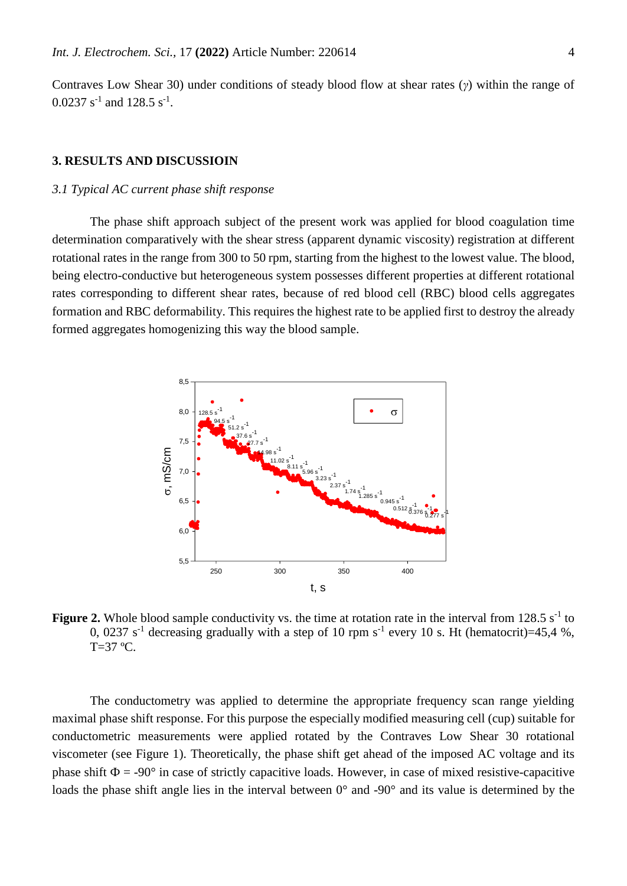Contraves Low Shear 30) under conditions of steady blood flow at shear rates ($\gamma$) within the range of 0.0237 $s^{-1}$ and 128.5 $s^{-1}$.

## 3. RESULTS AND DISCUSSIOIN

### *3.1 Typical AC current phase shift response*

The phase shift approach subject of the present work was applied for blood coagulation time determination comparatively with the shear stress (apparent dynamic viscosity) registration at different rotational rates in the range from 300 to 50 rpm, starting from the highest to the lowest value. The blood, being electro-conductive but heterogeneous system possesses different properties at different rotational rates corresponding to different shear rates, because of red blood cell (RBC) blood cells aggregates formation and RBC deformability. This requires the highest rate to be applied first to destroy the already formed aggregates homogenizing this way the blood sample.

**Figure 2.** Whole blood sample conductivity vs. the time at rotation rate in the interval from 128.5 $s^{-1}$ to 0, 0237 $s^{-1}$ decreasing gradually with a step of 10 rpm $s^{-1}$ every 10 s. Ht (hematocrit)=45,4 %, T=37 ºC.

The conductometry was applied to determine the appropriate frequency scan range yielding maximal phase shift response. For this purpose the especially modified measuring cell (cup) suitable for conductometric measurements were applied rotated by the Contraves Low Shear 30 rotational viscometer (see Figure 1). Theoretically, the phase shift get ahead of the imposed AC voltage and its phase shift $\Phi$ = -90° in case of strictly capacitive loads. However, in case of mixed resistive-capacitive loads the phase shift angle lies in the interval between 0° and -90° and its value is determined by the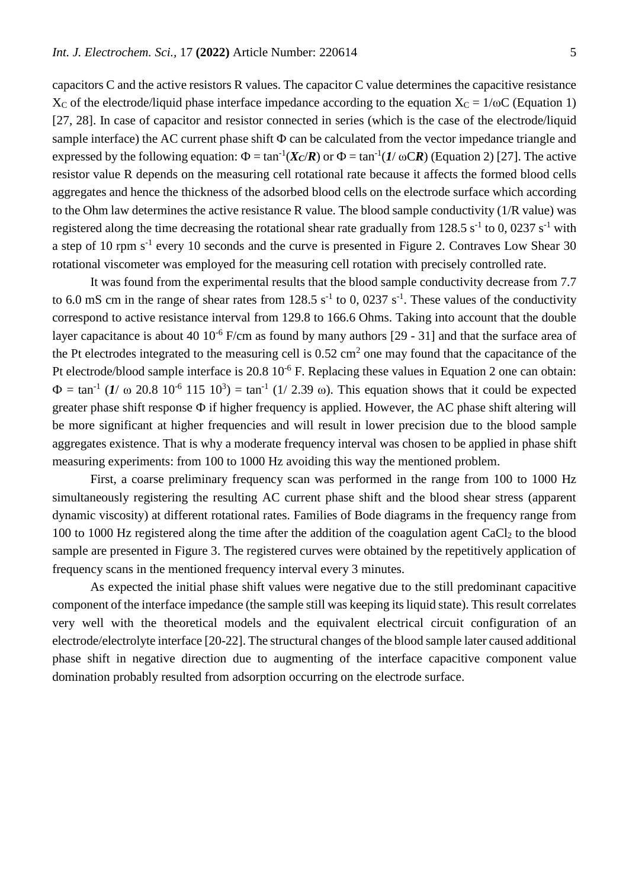capacitors C and the active resistors R values. The capacitor C value determines the capacitive resistance $X_C$ of the electrode/liquid phase interface impedance according to the equation $X_C = 1/\omega C$ (Equation 1) [27, 28]. In case of capacitor and resistor connected in series (which is the case of the electrode/liquid sample interface) the AC current phase shift Φ can be calculated from the vector impedance triangle and expressed by the following equation: $\Phi = \tan^{-1}(\boldsymbol{X_C}/\boldsymbol{R})$ or $\Phi = \tan^{-1}(\boldsymbol{1}/\omega C\boldsymbol{R})$ (Equation 2) [27]. The active resistor value R depends on the measuring cell rotational rate because it affects the formed blood cells aggregates and hence the thickness of the adsorbed blood cells on the electrode surface which according to the Ohm law determines the active resistance R value. The blood sample conductivity (1/R value) was registered along the time decreasing the rotational shear rate gradually from 128.5 $s^{-1}$ to 0, 0237 $s^{-1}$ with a step of 10 rpm $s^{-1}$ every 10 seconds and the curve is presented in Figure 2. Contraves Low Shear 30 rotational viscometer was employed for the measuring cell rotation with precisely controlled rate.

It was found from the experimental results that the blood sample conductivity decrease from 7.7 to 6.0 mS cm in the range of shear rates from 128.5 $s^{-1}$ to 0, 0237 $s^{-1}$. These values of the conductivity correspond to active resistance interval from 129.8 to 166.6 Ohms. Taking into account that the double layer capacitance is about 40 $10^{-6}$ F/cm as found by many authors [29 - 31] and that the surface area of the Pt electrodes integrated to the measuring cell is 0.52 $cm^2$ one may found that the capacitance of the Pt electrode/blood sample interface is 20.8 $10^{-6}$ F. Replacing these values in Equation 2 one can obtain: $\Phi = \tan^{-1}(\boldsymbol{1}/\ \omega\ 20.8\ 10^{-6}\ 115\ 10^{3}) = \tan^{-1}(1/\ 2.39\ \omega)$. This equation shows that it could be expected greater phase shift response Φ if higher frequency is applied. However, the AC phase shift altering will be more significant at higher frequencies and will result in lower precision due to the blood sample aggregates existence. That is why a moderate frequency interval was chosen to be applied in phase shift measuring experiments: from 100 to 1000 Hz avoiding this way the mentioned problem.

First, a coarse preliminary frequency scan was performed in the range from 100 to 1000 Hz simultaneously registering the resulting AC current phase shift and the blood shear stress (apparent dynamic viscosity) at different rotational rates. Families of Bode diagrams in the frequency range from 100 to 1000 Hz registered along the time after the addition of the coagulation agent $CaCl_2$ to the blood sample are presented in Figure 3. The registered curves were obtained by the repetitively application of frequency scans in the mentioned frequency interval every 3 minutes.

As expected the initial phase shift values were negative due to the still predominant capacitive component of the interface impedance (the sample still was keeping its liquid state). This result correlates very well with the theoretical models and the equivalent electrical circuit configuration of an electrode/electrolyte interface [20-22]. The structural changes of the blood sample later caused additional phase shift in negative direction due to augmenting of the interface capacitive component value domination probably resulted from adsorption occurring on the electrode surface.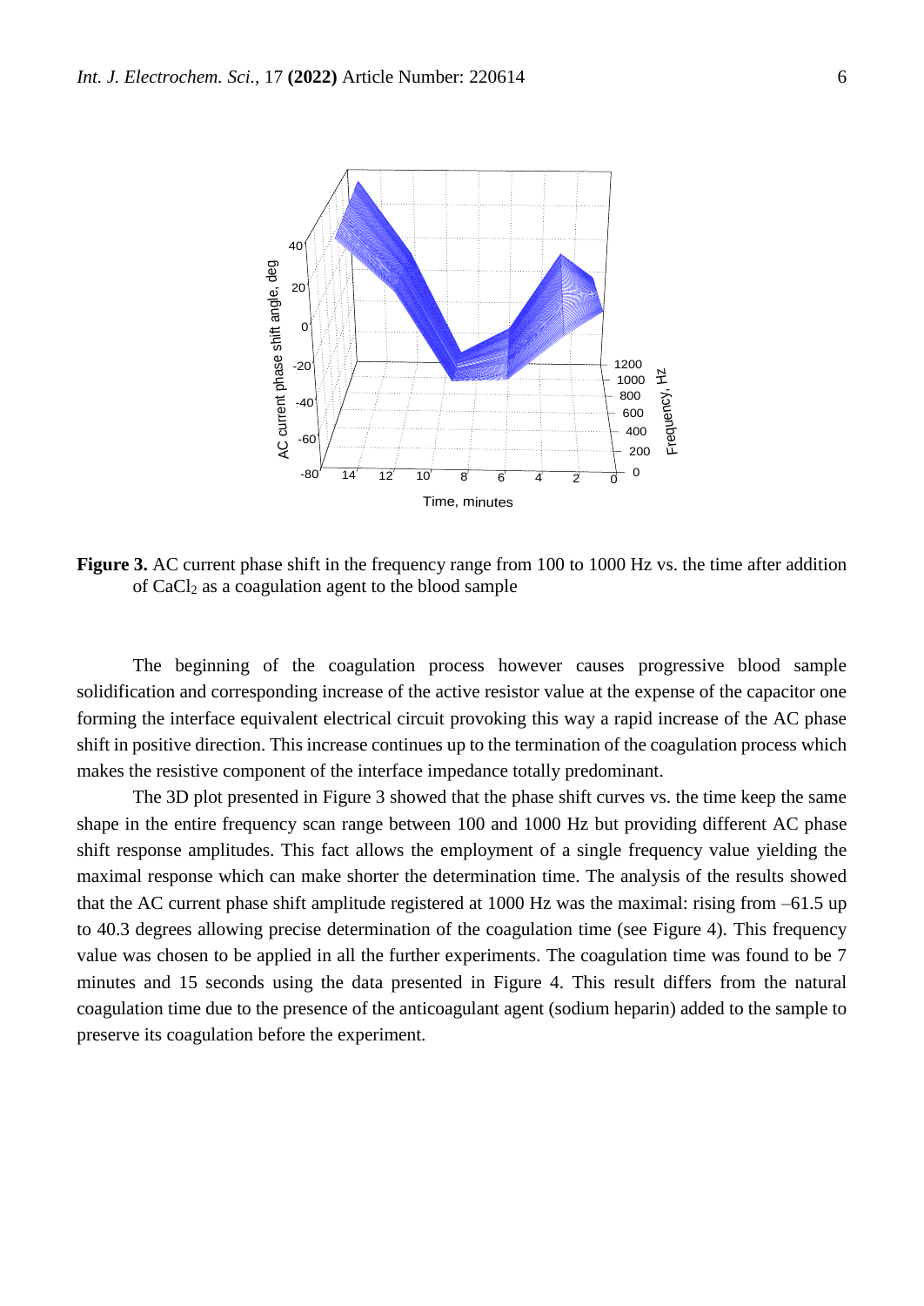**Figure 3.** AC current phase shift in the frequency range from 100 to 1000 Hz vs. the time after addition of $CaCl_2$ as a coagulation agent to the blood sample

The beginning of the coagulation process however causes progressive blood sample solidification and corresponding increase of the active resistor value at the expense of the capacitor one forming the interface equivalent electrical circuit provoking this way a rapid increase of the AC phase shift in positive direction. This increase continues up to the termination of the coagulation process which makes the resistive component of the interface impedance totally predominant.

The 3D plot presented in Figure 3 showed that the phase shift curves vs. the time keep the same shape in the entire frequency scan range between 100 and 1000 Hz but providing different AC phase shift response amplitudes. This fact allows the employment of a single frequency value yielding the maximal response which can make shorter the determination time. The analysis of the results showed that the AC current phase shift amplitude registered at 1000 Hz was the maximal: rising from –61.5 up to 40.3 degrees allowing precise determination of the coagulation time (see Figure 4). This frequency value was chosen to be applied in all the further experiments. The coagulation time was found to be 7 minutes and 15 seconds using the data presented in Figure 4. This result differs from the natural coagulation time due to the presence of the anticoagulant agent (sodium heparin) added to the sample to preserve its coagulation before the experiment.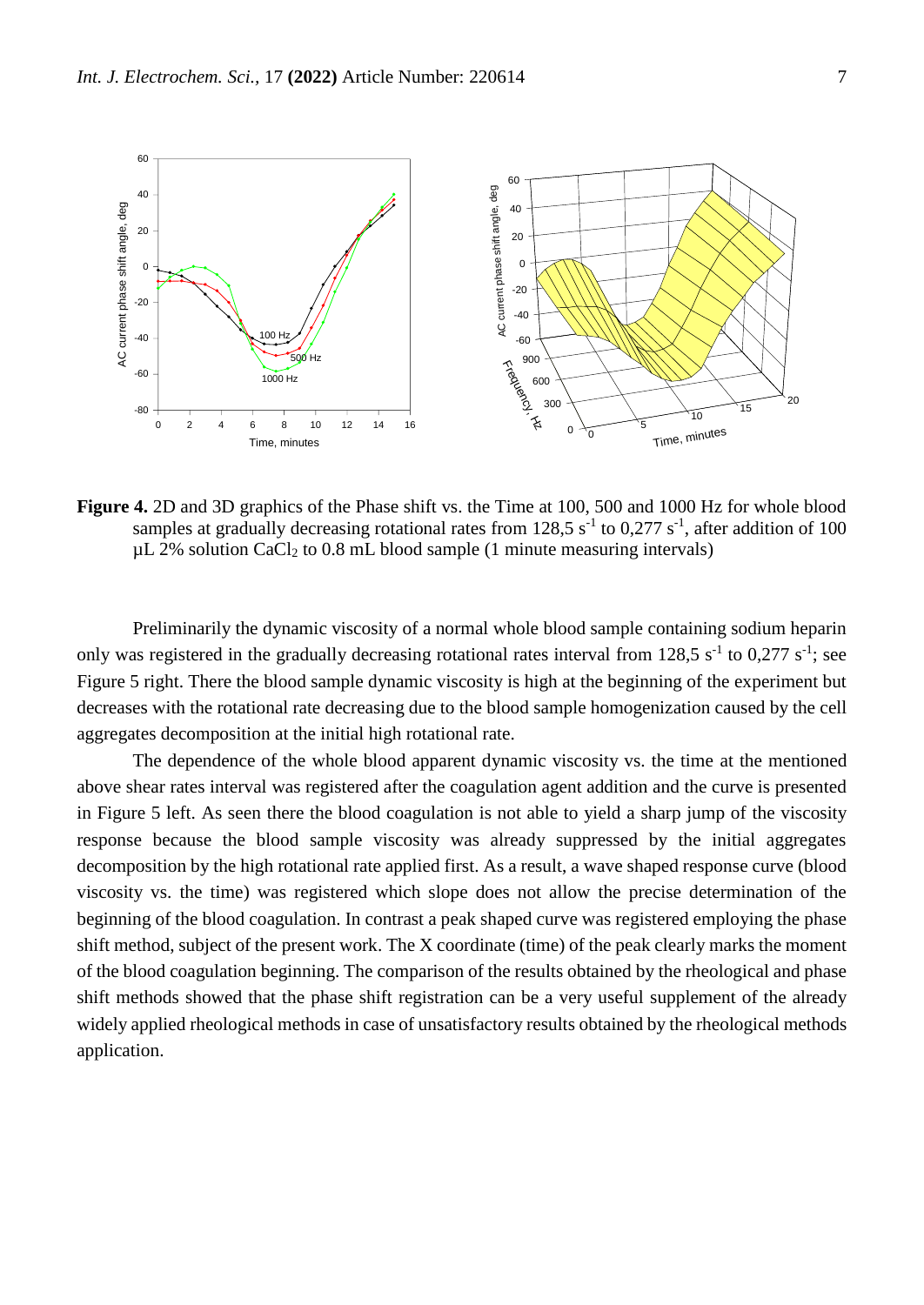**Figure 4.** 2D and 3D graphics of the Phase shift vs. the Time at 100, 500 and 1000 Hz for whole blood samples at gradually decreasing rotational rates from 128,5 $s^{-1}$ to 0,277 $s^{-1}$, after addition of 100 µL 2% solution $CaCl_2$ to 0.8 mL blood sample (1 minute measuring intervals)

Preliminarily the dynamic viscosity of a normal whole blood sample containing sodium heparin only was registered in the gradually decreasing rotational rates interval from 128,5 $s^{-1}$ to 0,277 $s^{-1}$; see Figure 5 right. There the blood sample dynamic viscosity is high at the beginning of the experiment but decreases with the rotational rate decreasing due to the blood sample homogenization caused by the cell aggregates decomposition at the initial high rotational rate.

The dependence of the whole blood apparent dynamic viscosity vs. the time at the mentioned above shear rates interval was registered after the coagulation agent addition and the curve is presented in Figure 5 left. As seen there the blood coagulation is not able to yield a sharp jump of the viscosity response because the blood sample viscosity was already suppressed by the initial aggregates decomposition by the high rotational rate applied first. As a result, a wave shaped response curve (blood viscosity vs. the time) was registered which slope does not allow the precise determination of the beginning of the blood coagulation. In contrast a peak shaped curve was registered employing the phase shift method, subject of the present work. The X coordinate (time) of the peak clearly marks the moment of the blood coagulation beginning. The comparison of the results obtained by the rheological and phase shift methods showed that the phase shift registration can be a very useful supplement of the already widely applied rheological methods in case of unsatisfactory results obtained by the rheological methods application.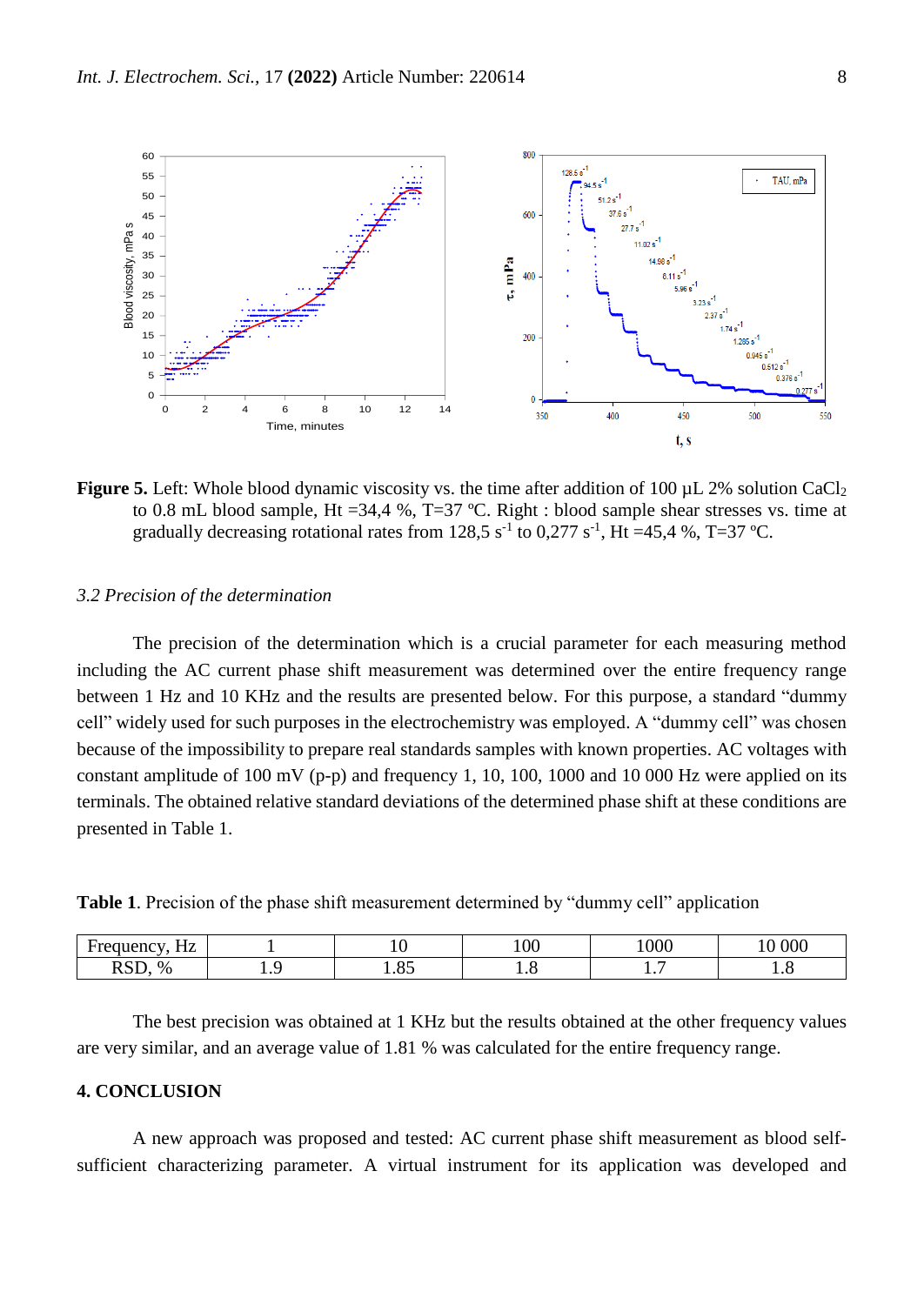**Figure 5.** Left: Whole blood dynamic viscosity vs. the time after addition of 100 µL 2% solution $CaCl_2$ to 0.8 mL blood sample, Ht =34,4 %, T=37 ºC. Right : blood sample shear stresses vs. time at gradually decreasing rotational rates from 128,5 $s^{-1}$ to 0,277 $s^{-1}$, Ht =45,4 %, T=37 ºC.

### *3.2 Precision of the determination*

The precision of the determination which is a crucial parameter for each measuring method including the AC current phase shift measurement was determined over the entire frequency range between 1 Hz and 10 KHz and the results are presented below. For this purpose, a standard "dummy cell" widely used for such purposes in the electrochemistry was employed. A "dummy cell" was chosen because of the impossibility to prepare real standards samples with known properties. AC voltages with constant amplitude of 100 mV (p-p) and frequency 1, 10, 100, 1000 and 10 000 Hz were applied on its terminals. The obtained relative standard deviations of the determined phase shift at these conditions are presented in Table 1.

**Table 1**. Precision of the phase shift measurement determined by "dummy cell" application

| Frequency, Hz | 1 | 10 | 100 | 1000 | 10 000 |
|---|---|---|---|---|---|
| RSD, % | 1.9 | 1.85 | 1.8 | 1.7 | 1.8 |

The best precision was obtained at 1 KHz but the results obtained at the other frequency values are very similar, and an average value of 1.81 % was calculated for the entire frequency range.

## 4. CONCLUSION

A new approach was proposed and tested: AC current phase shift measurement as blood self-sufficient characterizing parameter. A virtual instrument for its application was developed and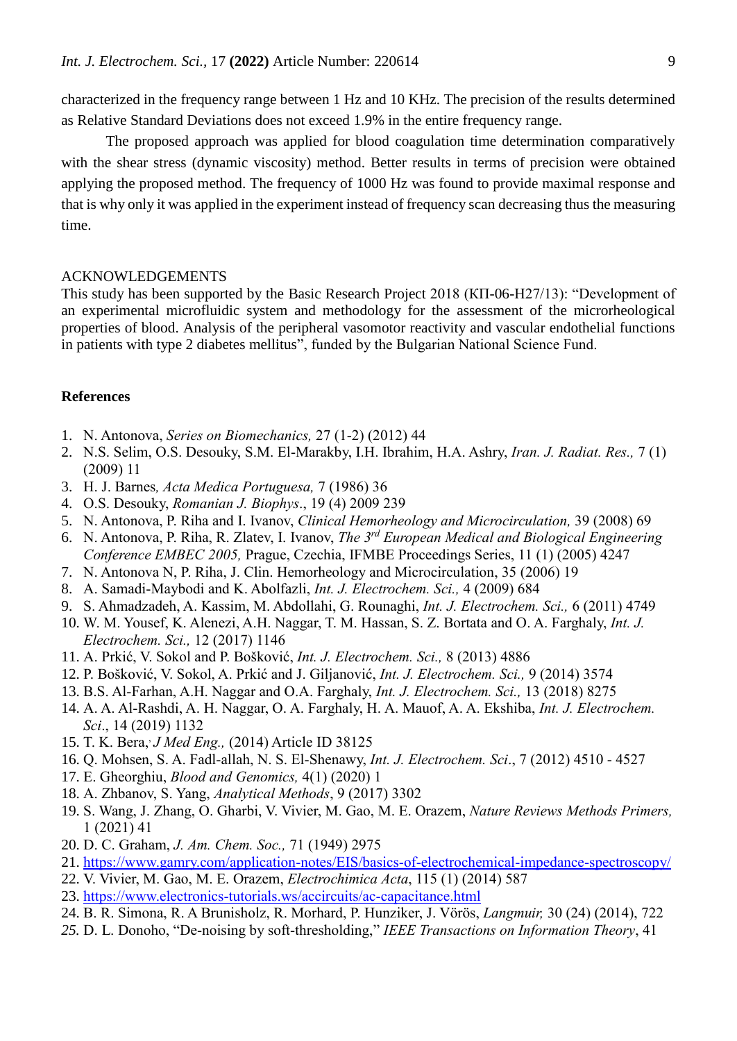characterized in the frequency range between 1 Hz and 10 KHz. The precision of the results determined as Relative Standard Deviations does not exceed 1.9% in the entire frequency range.

The proposed approach was applied for blood coagulation time determination comparatively with the shear stress (dynamic viscosity) method. Better results in terms of precision were obtained applying the proposed method. The frequency of 1000 Hz was found to provide maximal response and that is why only it was applied in the experiment instead of frequency scan decreasing thus the measuring time.

## ACKNOWLEDGEMENTS

This study has been supported by the Basic Research Project 2018 (КП-06-Н27/13): "Development of an experimental microfluidic system and methodology for the assessment of the microrheological properties of blood. Analysis of the peripheral vasomotor reactivity and vascular endothelial functions in patients with type 2 diabetes mellitus", funded by the Bulgarian National Science Fund.

## References

1. N. Antonova, *Series on Biomechanics,* 27 (1-2) (2012) 44
2. N.S. Selim, O.S. Desouky, S.M. El-Marakby, I.H. Ibrahim, H.A. Ashry, *Iran. J. Radiat. Res.,* 7 (1) (2009) 11
3. H. J. Barnes*, Acta Medica Portuguesa,* 7 (1986) 36
4. O.S. Desouky, *Romanian J. Biophys*., 19 (4) 2009 239
5. N. Antonova, P. Riha and I. Ivanov, *Clinical Hemorheology and Microcirculation,* 39 (2008) 69
6. N. Antonova, P. Riha, R. Zlatev, I. Ivanov, *The 3rd European Medical and Biological Engineering Conference EMBEC 2005,* Prague, Czechia, IFMBE Proceedings Series, 11 (1) (2005) 4247
7. N. Antonova N, P. Riha, J. Clin. Hemorheology and Microcirculation, 35 (2006) 19
8. A. Samadi-Maybodi and K. Abolfazli, *Int. J. Electrochem. Sci.,* 4 (2009) 684
9. S. Ahmadzadeh, A. Kassim, M. Abdollahi, G. Rounaghi, *Int. J. Electrochem. Sci.,* 6 (2011) 4749
10. W. M. Yousef, K. Alenezi, A.H. Naggar, T. M. Hassan, S. Z. Bortata and O. A. Farghaly, *Int. J. Electrochem. Sci.,* 12 (2017) 1146
11. A. Prkić, V. Sokol and P. Bošković, *Int. J. Electrochem. Sci.,* 8 (2013) 4886
12. P. Bošković, V. Sokol, A. Prkić and J. Giljanović, *Int. J. Electrochem. Sci.,* 9 (2014) 3574
13. B.S. Al-Farhan, A.H. Naggar and O.A. Farghaly, *Int. J. Electrochem. Sci.,* 13 (2018) 8275
14. A. A. Al-Rashdi, A. H. Naggar, O. A. Farghaly, H. A. Mauof, A. A. Ekshiba, *Int. J. Electrochem. Sci*., 14 (2019) 1132
15. T. K. Bera, *J Med Eng.,* (2014) Article ID 38125
16. Q. Mohsen, S. A. Fadl-allah, N. S. El-Shenawy, *Int. J. Electrochem. Sci*., 7 (2012) 4510 - 4527
17. E. Gheorghiu, *Blood and Genomics,* 4(1) (2020) 1
18. A. Zhbanov, S. Yang, *Analytical Methods*, 9 (2017) 3302
19. S. Wang, J. Zhang, O. Gharbi, V. Vivier, M. Gao, M. E. Orazem, *Nature Reviews Methods Primers,* 1 (2021) 41
20. D. C. Graham, *J. Am. Chem. Soc.,* 71 (1949) 2975
21. https://www.gamry.com/application-notes/EIS/basics-of-electrochemical-impedance-spectroscopy/
22. V. Vivier, M. Gao, M. E. Orazem, *Electrochimica Acta*, 115 (1) (2014) 587
23. https://www.electronics-tutorials.ws/accircuits/ac-capacitance.html
24. B. R. Simona, R. A Brunisholz, R. Morhard, P. Hunziker, J. Vörös, *Langmuir,* 30 (24) (2014), 722
25. D. L. Donoho, "De-noising by soft-thresholding," *IEEE Transactions on Information Theory*, 41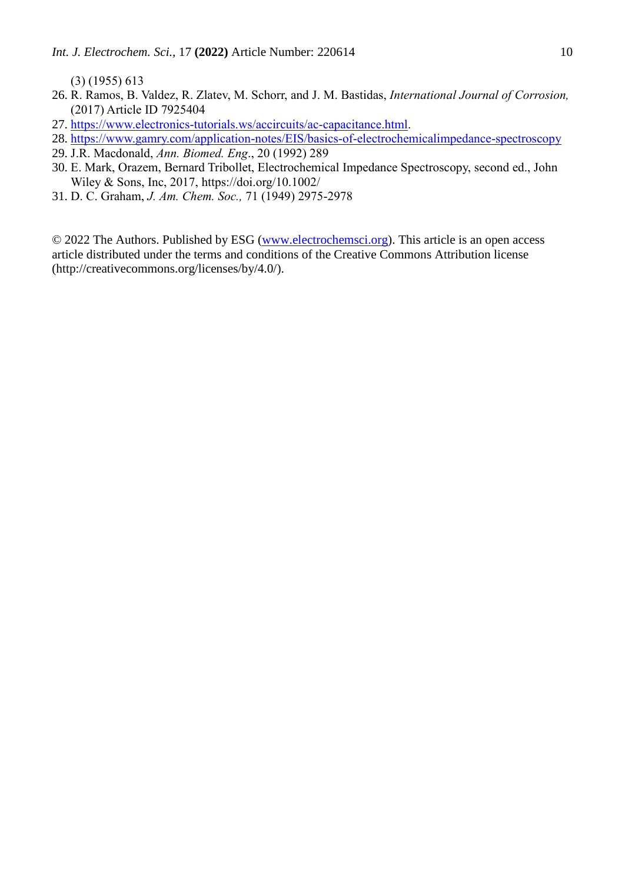(3) (1955) 613

26. R. Ramos, B. Valdez, R. Zlatev, M. Schorr, and J. M. Bastidas, *International Journal of Corrosion,* (2017) Article ID 7925404
27. https://www.electronics-tutorials.ws/accircuits/ac-capacitance.html.
28. https://www.gamry.com/application-notes/EIS/basics-of-electrochemicalimpedance-spectroscopy
29. J.R. Macdonald, *Ann. Biomed. Eng*., 20 (1992) 289
30. E. Mark, Orazem, Bernard Tribollet, Electrochemical Impedance Spectroscopy, second ed., John Wiley & Sons, Inc, 2017, https://doi.org/10.1002/
31. D. C. Graham, *J. Am. Chem. Soc.,* 71 (1949) 2975-2978

© 2022 The Authors. Published by ESG (www.electrochemsci.org). This article is an open access article distributed under the terms and conditions of the Creative Commons Attribution license (http://creativecommons.org/licenses/by/4.0/).